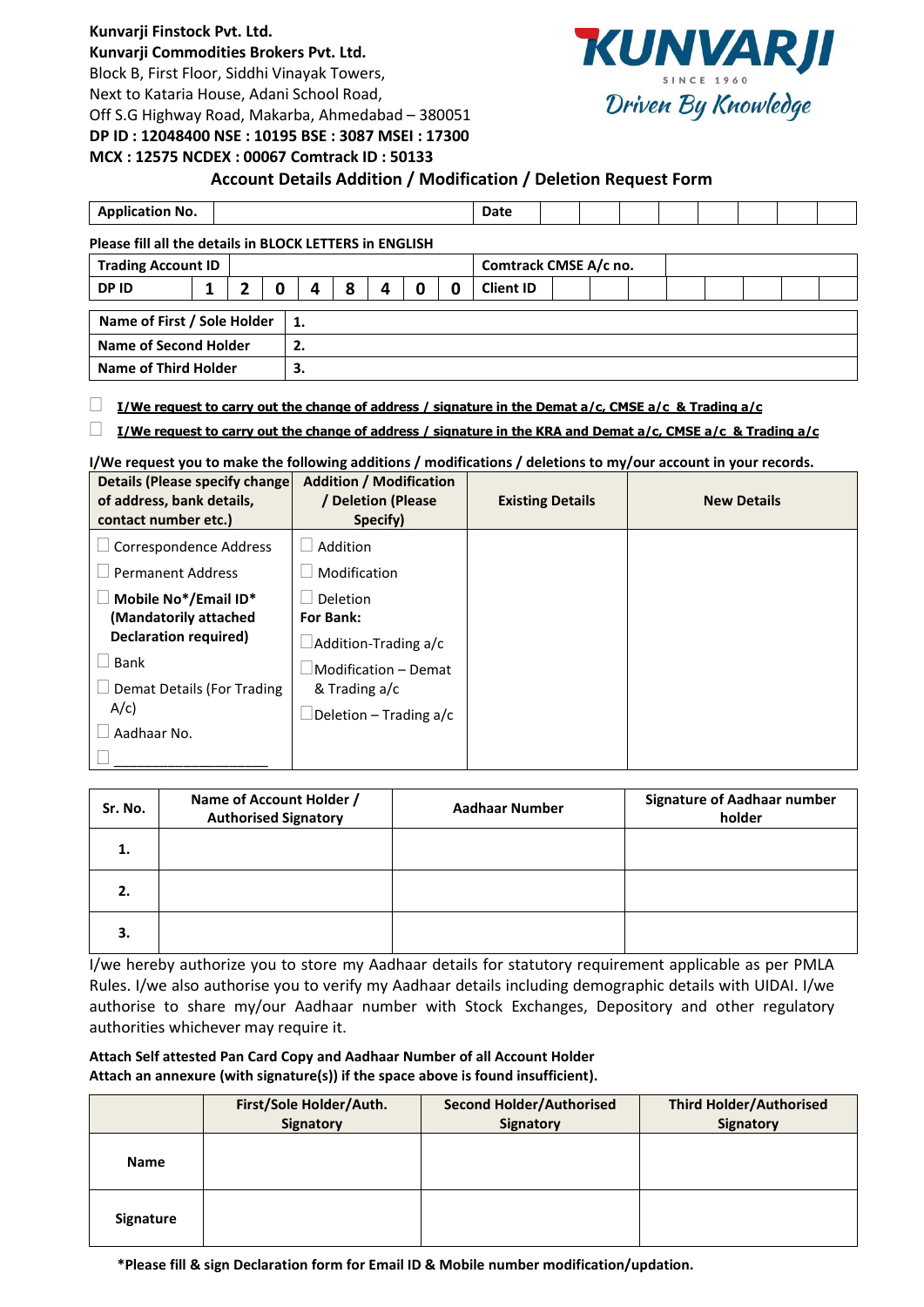**Kunvarji Finstock Pvt. Ltd.**
**Kunvarji Commodities Brokers Pvt. Ltd.**
Block B, First Floor, Siddhi Vinayak Towers,
Next to Kataria House, Adani School Road,
Off S.G Highway Road, Makarba, Ahmedabad – 380051
**DP ID : 12048400 NSE : 10195 BSE : 3087 MSEI : 17300**
**MCX : 12575 NCDEX : 00067 Comtrack ID : 50133**

KUNVARJI
SINCE 1960
Driven By Knowledge

## Account Details Addition / Modification / Deletion Request Form

| **Application No.** | | **Date** | | | | | | | | |
|---|---|---|---|---|---|---|---|---|---|---|

**Please fill all the details in BLOCK LETTERS in ENGLISH**

| **Trading Account ID** | | | | | | | | | **Comtrack CMSE A/c no.** | | | | | | | | |
|---|---|---|---|---|---|---|---|---|---|---|---|---|---|---|---|---|---|
| **DP ID** | **1** | **2** | **0** | **4** | **8** | **4** | **0** | **0** | **Client ID** | | | | | | | | |

| **Name of First / Sole Holder** | **1.** |
|---|---|
| **Name of Second Holder** | **2.** |
| **Name of Third Holder** | **3.** |

☐ **I/We request to carry out the change of address / signature in the Demat a/c, CMSE a/c & Trading a/c**

☐ **I/We request to carry out the change of address / signature in the KRA and Demat a/c, CMSE a/c & Trading a/c**

**I/We request you to make the following additions / modifications / deletions to my/our account in your records.**

| **Details (Please specify change of address, bank details, contact number etc.)** | **Addition / Modification / Deletion (Please Specify)** | **Existing Details** | **New Details** |
|---|---|---|---|
| ☐ Correspondence Address<br>☐ Permanent Address<br>☐ **Mobile No*/Email ID* (Mandatorily attached Declaration required)**<br>☐ Bank<br>☐ Demat Details (For Trading A/c)<br>☐ Aadhaar No.<br>☐ ___________________ | ☐ Addition<br>☐ Modification<br>☐ Deletion<br>**For Bank:**<br>☐ Addition-Trading a/c<br>☐ Modification – Demat & Trading a/c<br>☐ Deletion – Trading a/c | | |

| **Sr. No.** | **Name of Account Holder / Authorised Signatory** | **Aadhaar Number** | **Signature of Aadhaar number holder** |
|---|---|---|---|
| **1.** | | | |
| **2.** | | | |
| **3.** | | | |

I/we hereby authorize you to store my Aadhaar details for statutory requirement applicable as per PMLA Rules. I/we also authorise you to verify my Aadhaar details including demographic details with UIDAI. I/we authorise to share my/our Aadhaar number with Stock Exchanges, Depository and other regulatory authorities whichever may require it.

**Attach Self attested Pan Card Copy and Aadhaar Number of all Account Holder**
**Attach an annexure (with signature(s)) if the space above is found insufficient).**

| | **First/Sole Holder/Auth. Signatory** | **Second Holder/Authorised Signatory** | **Third Holder/Authorised Signatory** |
|---|---|---|---|
| **Name** | | | |
| **Signature** | | | |

**\*Please fill & sign Declaration form for Email ID & Mobile number modification/updation.**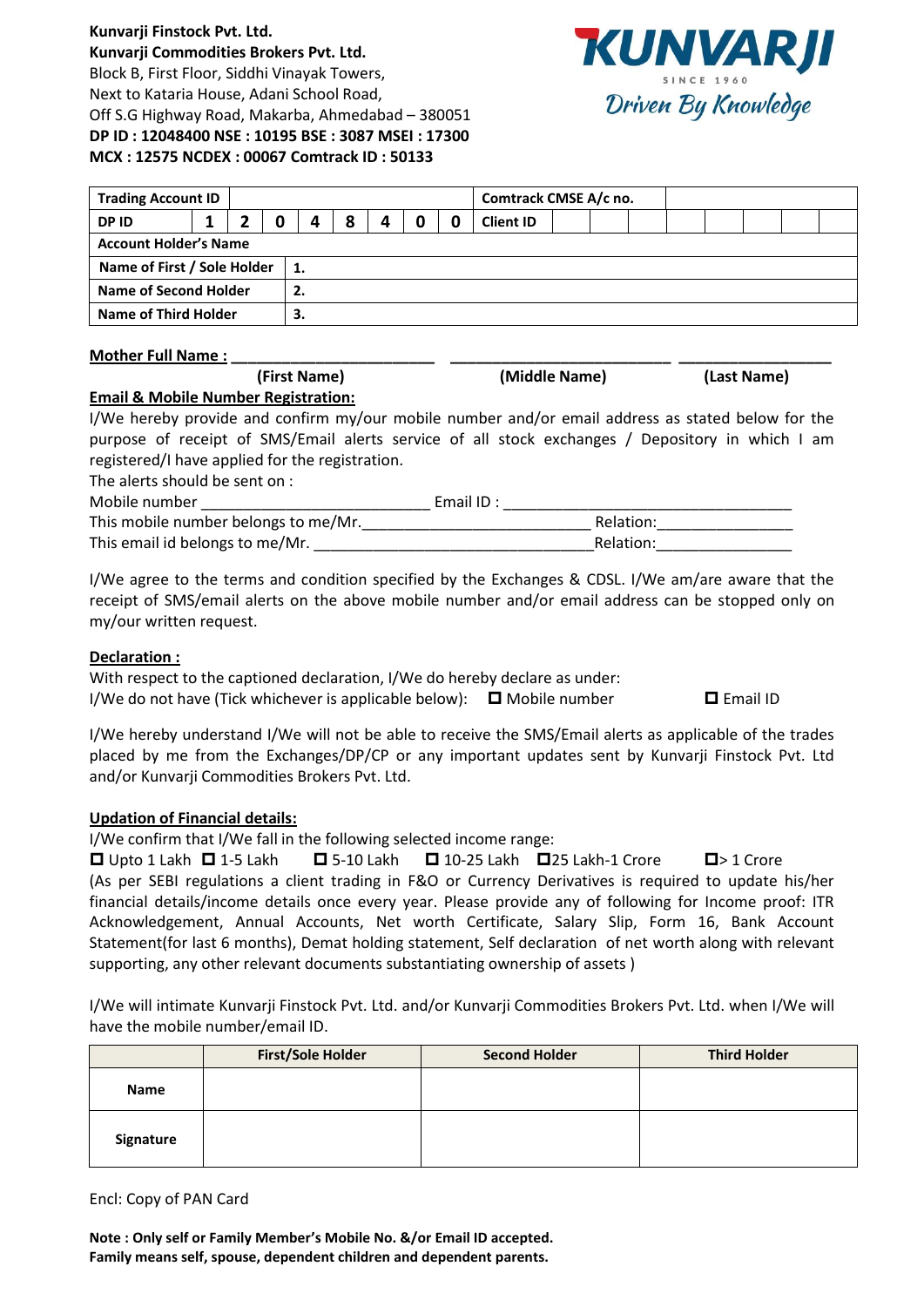**Kunvarji Finstock Pvt. Ltd.**
**Kunvarji Commodities Brokers Pvt. Ltd.**
Block B, First Floor, Siddhi Vinayak Towers,
Next to Kataria House, Adani School Road,
Off S.G Highway Road, Makarba, Ahmedabad – 380051
**DP ID : 12048400 NSE : 10195 BSE : 3087 MSEI : 17300**
**MCX : 12575 NCDEX : 00067 Comtrack ID : 50133**

KUNVARJI
SINCE 1960
Driven By Knowledge

| | | | | | | | | | | | | | | | | | |
|---|---|---|---|---|---|---|---|---|---|---|---|---|---|---|---|---|---|
| **Trading Account ID** | | | | | | | | | **Comtrack CMSE A/c no.** | | | | | | | | |
| **DP ID** | 1 | 2 | 0 | 4 | 8 | 4 | 0 | 0 | **Client ID** | | | | | | | | |
| **Account Holder's Name** | | | | | | | | | | | | | | | | | |
| **Name of First / Sole Holder** | 1. | | | | | | | | | | | | | | | | |
| **Name of Second Holder** | 2. | | | | | | | | | | | | | | | | |
| **Name of Third Holder** | 3. | | | | | | | | | | | | | | | | |

**Mother Full Name : ________________________ __________________________ __________________**
**(First Name) (Middle Name) (Last Name)**

**Email & Mobile Number Registration:**

I/We hereby provide and confirm my/our mobile number and/or email address as stated below for the purpose of receipt of SMS/Email alerts service of all stock exchanges / Depository in which I am registered/I have applied for the registration.

The alerts should be sent on :

Mobile number ___________________________ Email ID : __________________________________

This mobile number belongs to me/Mr.___________________________ Relation:________________

This email id belongs to me/Mr. _________________________________Relation:________________

I/We agree to the terms and condition specified by the Exchanges & CDSL. I/We am/are aware that the receipt of SMS/email alerts on the above mobile number and/or email address can be stopped only on my/our written request.

**Declaration :**

With respect to the captioned declaration, I/We do hereby declare as under:
I/We do not have (Tick whichever is applicable below): ☐ Mobile number ☐ Email ID

I/We hereby understand I/We will not be able to receive the SMS/Email alerts as applicable of the trades placed by me from the Exchanges/DP/CP or any important updates sent by Kunvarji Finstock Pvt. Ltd and/or Kunvarji Commodities Brokers Pvt. Ltd.

**Updation of Financial details:**

I/We confirm that I/We fall in the following selected income range:
☐ Upto 1 Lakh ☐ 1-5 Lakh ☐ 5-10 Lakh ☐ 10-25 Lakh ☐25 Lakh-1 Crore ☐> 1 Crore
(As per SEBI regulations a client trading in F&O or Currency Derivatives is required to update his/her financial details/income details once every year. Please provide any of following for Income proof: ITR Acknowledgement, Annual Accounts, Net worth Certificate, Salary Slip, Form 16, Bank Account Statement(for last 6 months), Demat holding statement, Self declaration of net worth along with relevant supporting, any other relevant documents substantiating ownership of assets )

I/We will intimate Kunvarji Finstock Pvt. Ltd. and/or Kunvarji Commodities Brokers Pvt. Ltd. when I/We will have the mobile number/email ID.

| | First/Sole Holder | Second Holder | Third Holder |
|---|---|---|---|
| **Name** | | | |
| **Signature** | | | |

Encl: Copy of PAN Card

**Note : Only self or Family Member's Mobile No. &/or Email ID accepted.**
**Family means self, spouse, dependent children and dependent parents.**